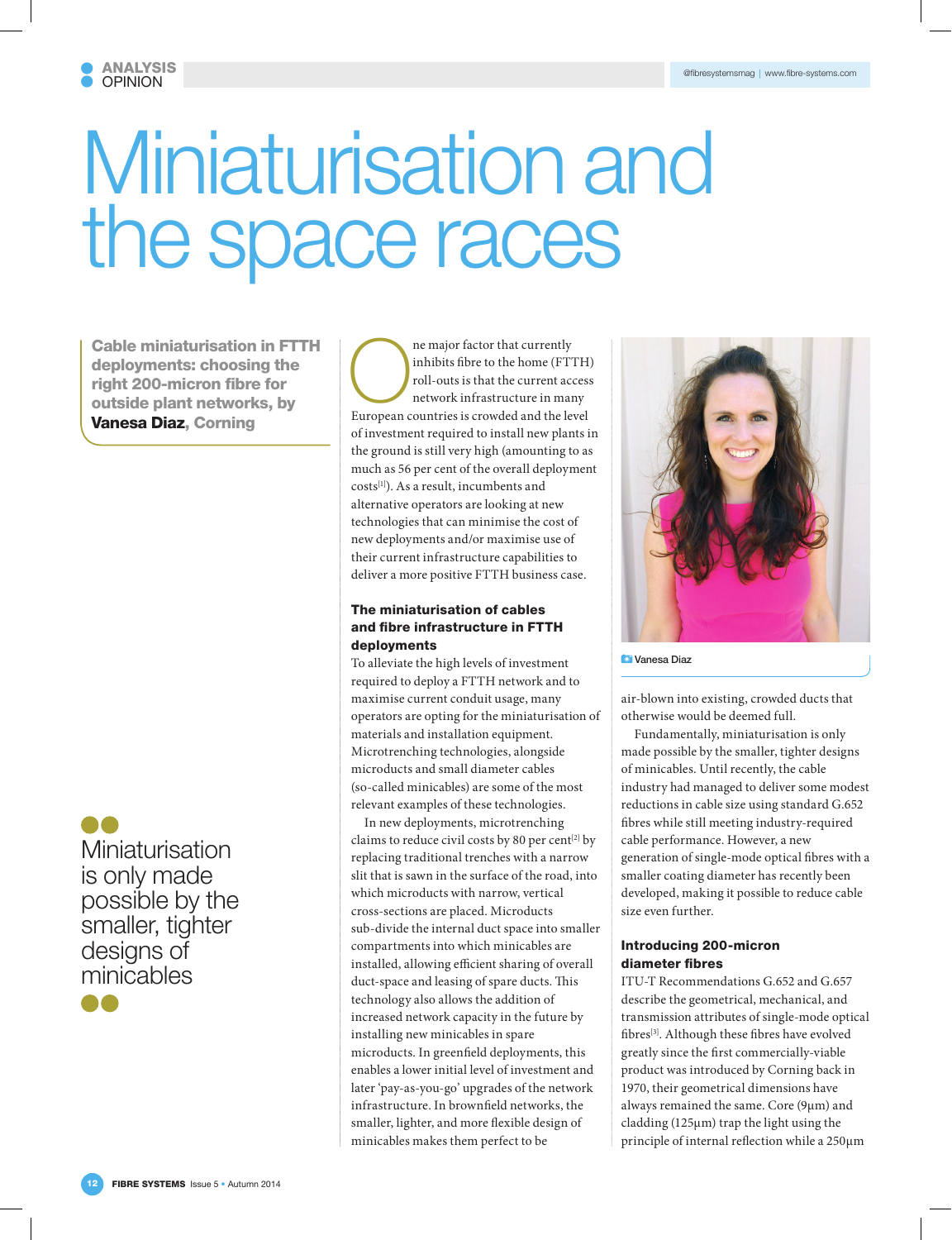ANALYSIS
OPINION

# Miniaturisation and the space races

**Cable miniaturisation in FTTH deployments: choosing the right 200-micron fibre for outside plant networks, by Vanesa Diaz, Corning**

One major factor that currently inhibits fibre to the home (FTTH) roll-outs is that the current access network infrastructure in many European countries is crowded and the level of investment required to install new plants in the ground is still very high (amounting to as much as 56 per cent of the overall deployment costs[1]). As a result, incumbents and alternative operators are looking at new technologies that can minimise the cost of new deployments and/or maximise use of their current infrastructure capabilities to deliver a more positive FTTH business case.

### The miniaturisation of cables and fibre infrastructure in FTTH deployments

To alleviate the high levels of investment required to deploy a FTTH network and to maximise current conduit usage, many operators are opting for the miniaturisation of materials and installation equipment. Microtrenching technologies, alongside microducts and small diameter cables (so-called minicables) are some of the most relevant examples of these technologies.

In new deployments, microtrenching claims to reduce civil costs by 80 per cent[2] by replacing traditional trenches with a narrow slit that is sawn in the surface of the road, into which microducts with narrow, vertical cross-sections are placed. Microducts sub-divide the internal duct space into smaller compartments into which minicables are installed, allowing efficient sharing of overall duct-space and leasing of spare ducts. This technology also allows the addition of increased network capacity in the future by installing new minicables in spare microducts. In greenfield deployments, this enables a lower initial level of investment and later 'pay-as-you-go' upgrades of the network infrastructure. In brownfield networks, the smaller, lighter, and more flexible design of minicables makes them perfect to be air-blown into existing, crowded ducts that otherwise would be deemed full.

Vanesa Diaz

> Miniaturisation is only made possible by the smaller, tighter designs of minicables

Fundamentally, miniaturisation is only made possible by the smaller, tighter designs of minicables. Until recently, the cable industry had managed to deliver some modest reductions in cable size using standard G.652 fibres while still meeting industry-required cable performance. However, a new generation of single-mode optical fibres with a smaller coating diameter has recently been developed, making it possible to reduce cable size even further.

### Introducing 200-micron diameter fibres

ITU-T Recommendations G.652 and G.657 describe the geometrical, mechanical, and transmission attributes of single-mode optical fibres[3]. Although these fibres have evolved greatly since the first commercially-viable product was introduced by Corning back in 1970, their geometrical dimensions have always remained the same. Core (9µm) and cladding (125µm) trap the light using the principle of internal reflection while a 250µm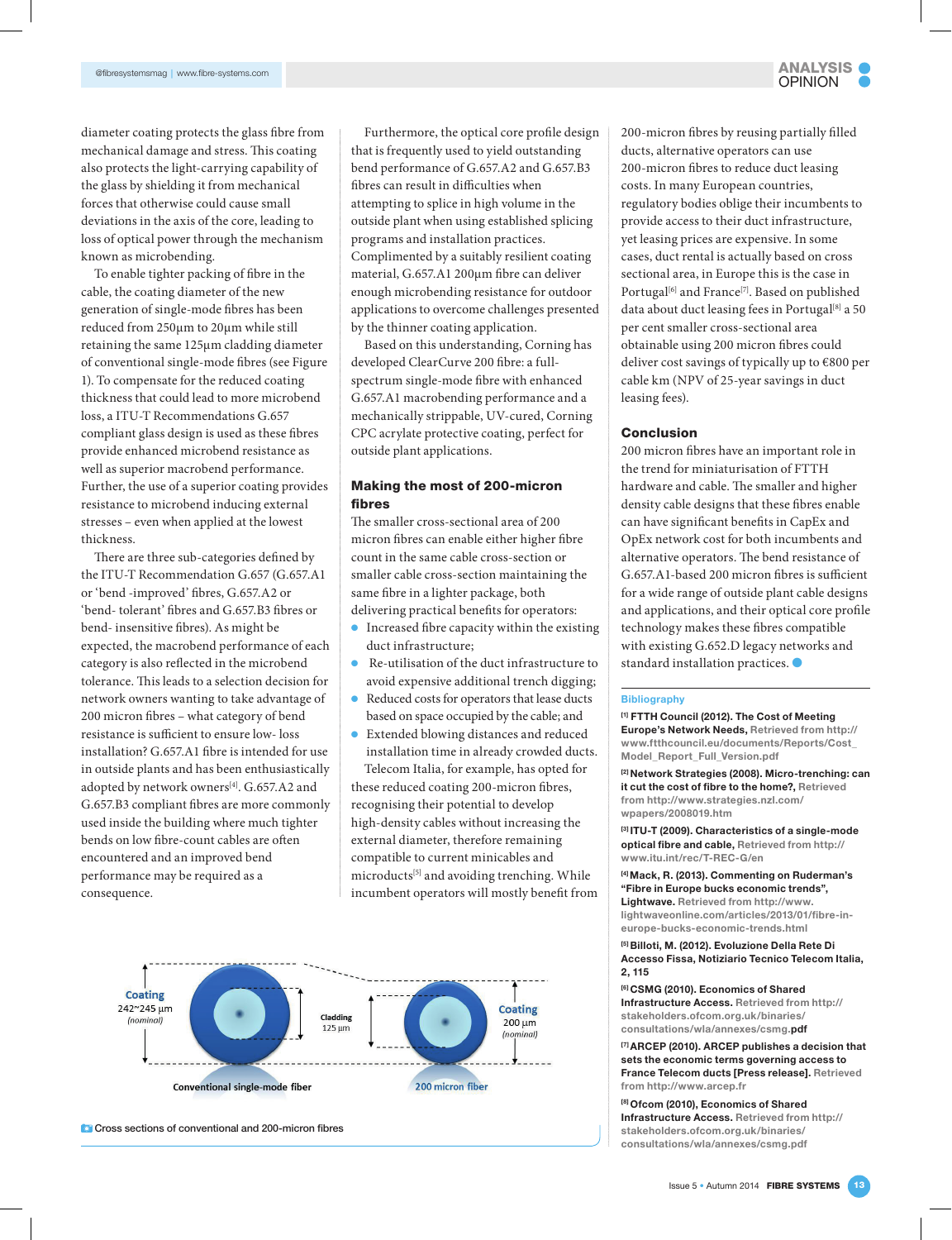diameter coating protects the glass fibre from mechanical damage and stress. This coating also protects the light-carrying capability of the glass by shielding it from mechanical forces that otherwise could cause small deviations in the axis of the core, leading to loss of optical power through the mechanism known as microbending.

To enable tighter packing of fibre in the cable, the coating diameter of the new generation of single-mode fibres has been reduced from 250µm to 20µm while still retaining the same 125µm cladding diameter of conventional single-mode fibres (see Figure 1). To compensate for the reduced coating thickness that could lead to more microbend loss, a ITU-T Recommendations G.657 compliant glass design is used as these fibres provide enhanced microbend resistance as well as superior macrobend performance. Further, the use of a superior coating provides resistance to microbend inducing external stresses – even when applied at the lowest thickness.

There are three sub-categories defined by the ITU-T Recommendation G.657 (G.657.A1 or 'bend -improved' fibres, G.657.A2 or 'bend- tolerant' fibres and G.657.B3 fibres or bend- insensitive fibres). As might be expected, the macrobend performance of each category is also reflected in the microbend tolerance. This leads to a selection decision for network owners wanting to take advantage of 200 micron fibres – what category of bend resistance is sufficient to ensure low- loss installation? G.657.A1 fibre is intended for use in outside plants and has been enthusiastically adopted by network owners[4]. G.657.A2 and G.657.B3 compliant fibres are more commonly used inside the building where much tighter bends on low fibre-count cables are often encountered and an improved bend performance may be required as a consequence.

Furthermore, the optical core profile design that is frequently used to yield outstanding bend performance of G.657.A2 and G.657.B3 fibres can result in difficulties when attempting to splice in high volume in the outside plant when using established splicing programs and installation practices. Complimented by a suitably resilient coating material, G.657.A1 200µm fibre can deliver enough microbending resistance for outdoor applications to overcome challenges presented by the thinner coating application.

Based on this understanding, Corning has developed ClearCurve 200 fibre: a full-spectrum single-mode fibre with enhanced G.657.A1 macrobending performance and a mechanically strippable, UV-cured, Corning CPC acrylate protective coating, perfect for outside plant applications.

## Making the most of 200-micron fibres

The smaller cross-sectional area of 200 micron fibres can enable either higher fibre count in the same cable cross-section or smaller cable cross-section maintaining the same fibre in a lighter package, both delivering practical benefits for operators:

- Increased fibre capacity within the existing duct infrastructure;
- Re-utilisation of the duct infrastructure to avoid expensive additional trench digging;
- Reduced costs for operators that lease ducts based on space occupied by the cable; and
- Extended blowing distances and reduced installation time in already crowded ducts.

Telecom Italia, for example, has opted for these reduced coating 200-micron fibres, recognising their potential to develop high-density cables without increasing the external diameter, therefore remaining compatible to current minicables and microducts[5] and avoiding trenching. While incumbent operators will mostly benefit from 200-micron fibres by reusing partially filled ducts, alternative operators can use 200-micron fibres to reduce duct leasing costs. In many European countries, regulatory bodies oblige their incumbents to provide access to their duct infrastructure, yet leasing prices are expensive. In some cases, duct rental is actually based on cross sectional area, in Europe this is the case in Portugal[6] and France[7]. Based on published data about duct leasing fees in Portugal[8] a 50 per cent smaller cross-sectional area obtainable using 200 micron fibres could deliver cost savings of typically up to €800 per cable km (NPV of 25-year savings in duct leasing fees).

## Conclusion

200 micron fibres have an important role in the trend for miniaturisation of FTTH hardware and cable. The smaller and higher density cable designs that these fibres enable can have significant benefits in CapEx and OpEx network cost for both incumbents and alternative operators. The bend resistance of G.657.A1-based 200 micron fibres is sufficient for a wide range of outside plant cable designs and applications, and their optical core profile technology makes these fibres compatible with existing G.652.D legacy networks and standard installation practices.

Coating
242~245 µm
(nominal)

Cladding
125 µm

Coating
200 µm
(nominal)

Conventional single-mode fiber

200 micron fiber

Cross sections of conventional and 200-micron fibres

### Bibliography

[1] **FTTH Council (2012). The Cost of Meeting Europe's Network Needs,** Retrieved from http://www.ftthcouncil.eu/documents/Reports/Cost_Model_Report_Full_Version.pdf

[2] **Network Strategies (2008). Micro-trenching: can it cut the cost of fibre to the home?,** Retrieved from http://www.strategies.nzl.com/wpapers/2008019.htm

[3] **ITU-T (2009). Characteristics of a single-mode optical fibre and cable,** Retrieved from http://www.itu.int/rec/T-REC-G/en

[4] **Mack, R. (2013). Commenting on Ruderman's "Fibre in Europe bucks economic trends", Lightwave.** Retrieved from http://www.lightwaveonline.com/articles/2013/01/fibre-in-europe-bucks-economic-trends.html

[5] **Billoti, M. (2012). Evoluzione Della Rete Di Accesso Fissa, Notiziario Tecnico Telecom Italia, 2, 115**

[6] **CSMG (2010). Economics of Shared Infrastructure Access.** Retrieved from http://stakeholders.ofcom.org.uk/binaries/consultations/wla/annexes/csmg.pdf

[7] **ARCEP (2010). ARCEP publishes a decision that sets the economic terms governing access to France Telecom ducts [Press release].** Retrieved from http://www.arcep.fr

[8] **Ofcom (2010), Economics of Shared Infrastructure Access.** Retrieved from http://stakeholders.ofcom.org.uk/binaries/consultations/wla/annexes/csmg.pdf